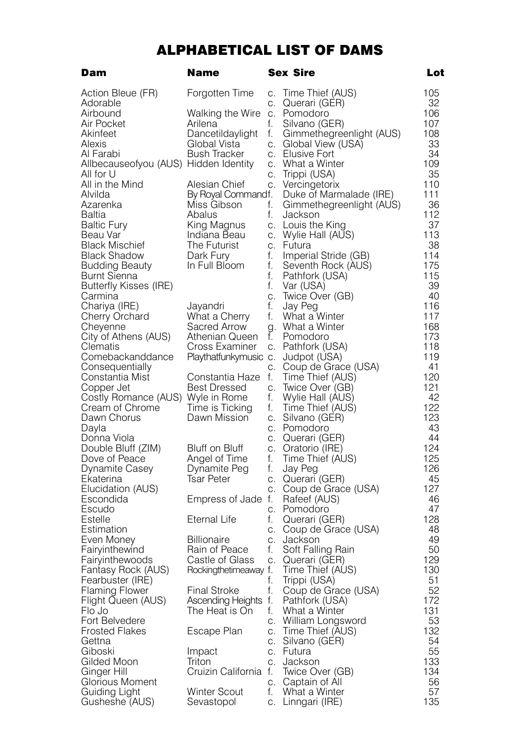# ALPHABETICAL LIST OF DAMS

| Dam | Name | Sex | Sire | Lot |
|---|---|---|---|---|
| Action Bleue (FR) | Forgotten Time | c. | Time Thief (AUS) | 105 |
| Adorable | | c. | Querari (GER) | 32 |
| Airbound | Walking the Wire | c. | Pomodoro | 106 |
| Air Pocket | Arilena | f. | Silvano (GER) | 107 |
| Akinfeet | Dancetildaylight | f. | Gimmethegreenlight (AUS) | 108 |
| Alexis | Global Vista | c. | Global View (USA) | 33 |
| Al Farabi | Bush Tracker | c. | Elusive Fort | 34 |
| Allbecauseofyou (AUS) | Hidden Identity | c. | What a Winter | 109 |
| All for U | | c. | Trippi (USA) | 35 |
| All in the Mind | Alesian Chief | c. | Vercingetorix | 110 |
| Alvilda | By Royal Command | f. | Duke of Marmalade (IRE) | 111 |
| Azarenka | Miss Gibson | f. | Gimmethegreenlight (AUS) | 36 |
| Baltia | Abalus | f. | Jackson | 112 |
| Baltic Fury | King Magnus | c. | Louis the King | 37 |
| Beau Var | Indiana Beau | c. | Wylie Hall (AUS) | 113 |
| Black Mischief | The Futurist | c. | Futura | 38 |
| Black Shadow | Dark Fury | f. | Imperial Stride (GB) | 114 |
| Budding Beauty | In Full Bloom | f. | Seventh Rock (AUS) | 175 |
| Burnt Sienna | | f. | Pathfork (USA) | 115 |
| Butterfly Kisses (IRE) | | f. | Var (USA) | 39 |
| Carmina | | c. | Twice Over (GB) | 40 |
| Chariya (IRE) | Jayandri | f. | Jay Peg | 116 |
| Cherry Orchard | What a Cherry | f. | What a Winter | 117 |
| Cheyenne | Sacred Arrow | g. | What a Winter | 168 |
| City of Athens (AUS) | Athenian Queen | f. | Pomodoro | 173 |
| Clematis | Cross Examiner | c. | Pathfork (USA) | 118 |
| Comebackanddance | Playthatfunkymusic | c. | Judpot (USA) | 119 |
| Consequentially | | c. | Coup de Grace (USA) | 41 |
| Constantia Mist | Constantia Haze | f. | Time Thief (AUS) | 120 |
| Copper Jet | Best Dressed | c. | Twice Over (GB) | 121 |
| Costly Romance (AUS) | Wyle in Rome | f. | Wylie Hall (AUS) | 42 |
| Cream of Chrome | Time is Ticking | f. | Time Thief (AUS) | 122 |
| Dawn Chorus | Dawn Mission | c. | Silvano (GER) | 123 |
| Dayla | | c. | Pomodoro | 43 |
| Donna Viola | | c. | Querari (GER) | 44 |
| Double Bluff (ZIM) | Bluff on Bluff | c. | Oratorio (IRE) | 124 |
| Dove of Peace | Angel of Time | f. | Time Thief (AUS) | 125 |
| Dynamite Casey | Dynamite Peg | f. | Jay Peg | 126 |
| Ekaterina | Tsar Peter | c. | Querari (GER) | 45 |
| Elucidation (AUS) | | c. | Coup de Grace (USA) | 127 |
| Escondida | Empress of Jade | f. | Rafeef (AUS) | 46 |
| Escudo | | c. | Pomodoro | 47 |
| Estelle | Eternal Life | f. | Querari (GER) | 128 |
| Estimation | | c. | Coup de Grace (USA) | 48 |
| Even Money | Billionaire | c. | Jackson | 49 |
| Fairyinthewind | Rain of Peace | f. | Soft Falling Rain | 50 |
| Fairyinthewoods | Castle of Glass | c. | Querari (GER) | 129 |
| Fantasy Rock (AUS) | Rockingthetimeaway | f. | Time Thief (AUS) | 130 |
| Fearbuster (IRE) | | f. | Trippi (USA) | 51 |
| Flaming Flower | Final Stroke | f. | Coup de Grace (USA) | 52 |
| Flight Queen (AUS) | Ascending Heights | f. | Pathfork (USA) | 172 |
| Flo Jo | The Heat is On | f. | What a Winter | 131 |
| Fort Belvedere | | c. | William Longsword | 53 |
| Frosted Flakes | Escape Plan | c. | Time Thief (AUS) | 132 |
| Gettna | | c. | Silvano (GER) | 54 |
| Giboski | Impact | c. | Futura | 55 |
| Gilded Moon | Triton | c. | Jackson | 133 |
| Ginger Hill | Cruizin California | f. | Twice Over (GB) | 134 |
| Glorious Moment | | c. | Captain of All | 56 |
| Guiding Light | Winter Scout | f. | What a Winter | 57 |
| Gusheshe (AUS) | Sevastopol | c. | Linngari (IRE) | 135 |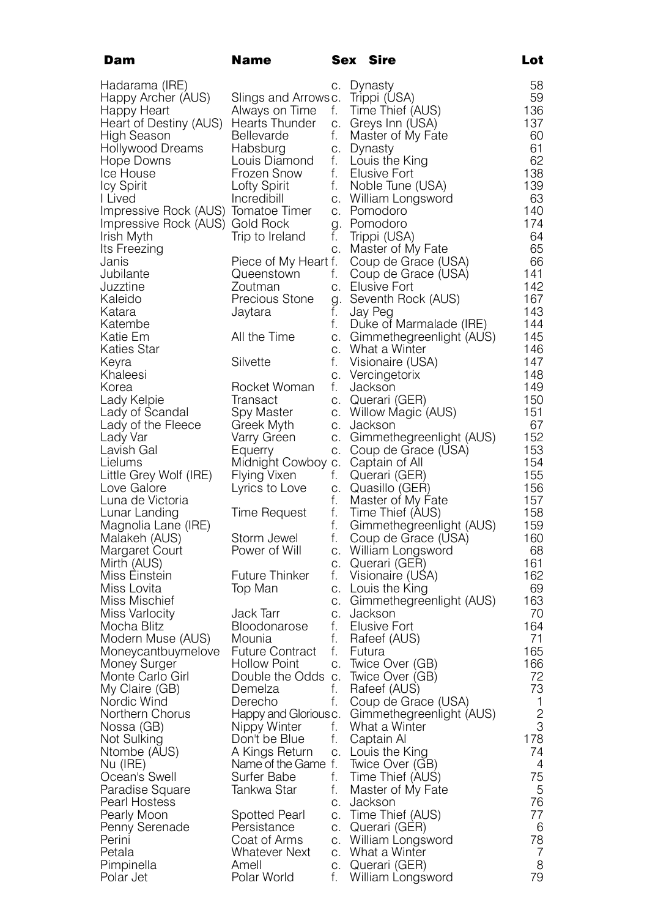| Dam | Name | Sex | Sire | Lot |
|---|---|---|---|---|
| Hadarama (IRE) | | c. | Dynasty | 58 |
| Happy Archer (AUS) | Slings and Arrows | c. | Trippi (USA) | 59 |
| Happy Heart | Always on Time | f. | Time Thief (AUS) | 136 |
| Heart of Destiny (AUS) | Hearts Thunder | c. | Greys Inn (USA) | 137 |
| High Season | Bellevarde | f. | Master of My Fate | 60 |
| Hollywood Dreams | Habsburg | c. | Dynasty | 61 |
| Hope Downs | Louis Diamond | f. | Louis the King | 62 |
| Ice House | Frozen Snow | f. | Elusive Fort | 138 |
| Icy Spirit | Lofty Spirit | f. | Noble Tune (USA) | 139 |
| I Lived | Incredibill | c. | William Longsword | 63 |
| Impressive Rock (AUS) | Tomatoe Timer | c. | Pomodoro | 140 |
| Impressive Rock (AUS) | Gold Rock | g. | Pomodoro | 174 |
| Irish Myth | Trip to Ireland | f. | Trippi (USA) | 64 |
| Its Freezing | | c. | Master of My Fate | 65 |
| Janis | Piece of My Heart | f. | Coup de Grace (USA) | 66 |
| Jubilante | Queenstown | f. | Coup de Grace (USA) | 141 |
| Juzztine | Zoutman | c. | Elusive Fort | 142 |
| Kaleido | Precious Stone | g. | Seventh Rock (AUS) | 167 |
| Katara | Jaytara | f. | Jay Peg | 143 |
| Katembe | | f. | Duke of Marmalade (IRE) | 144 |
| Katie Em | All the Time | c. | Gimmethegreenlight (AUS) | 145 |
| Katies Star | | c. | What a Winter | 146 |
| Keyra | Silvette | f. | Visionaire (USA) | 147 |
| Khaleesi | | c. | Vercingetorix | 148 |
| Korea | Rocket Woman | f. | Jackson | 149 |
| Lady Kelpie | Transact | c. | Querari (GER) | 150 |
| Lady of Scandal | Spy Master | c. | Willow Magic (AUS) | 151 |
| Lady of the Fleece | Greek Myth | c. | Jackson | 67 |
| Lady Var | Varry Green | c. | Gimmethegreenlight (AUS) | 152 |
| Lavish Gal | Equerry | c. | Coup de Grace (USA) | 153 |
| Lielums | Midnight Cowboy | c. | Captain of All | 154 |
| Little Grey Wolf (IRE) | Flying Vixen | f. | Querari (GER) | 155 |
| Love Galore | Lyrics to Love | c. | Quasillo (GER) | 156 |
| Luna de Victoria | | f. | Master of My Fate | 157 |
| Lunar Landing | Time Request | f. | Time Thief (AUS) | 158 |
| Magnolia Lane (IRE) | | f. | Gimmethegreenlight (AUS) | 159 |
| Malakeh (AUS) | Storm Jewel | f. | Coup de Grace (USA) | 160 |
| Margaret Court | Power of Will | c. | William Longsword | 68 |
| Mirth (AUS) | | c. | Querari (GER) | 161 |
| Miss Einstein | Future Thinker | f. | Visionaire (USA) | 162 |
| Miss Lovita | Top Man | c. | Louis the King | 69 |
| Miss Mischief | | c. | Gimmethegreenlight (AUS) | 163 |
| Miss Varlocity | Jack Tarr | c. | Jackson | 70 |
| Mocha Blitz | Bloodonarose | f. | Elusive Fort | 164 |
| Modern Muse (AUS) | Mounia | f. | Rafeef (AUS) | 71 |
| Moneycantbuymelove | Future Contract | f. | Futura | 165 |
| Money Surger | Hollow Point | c. | Twice Over (GB) | 166 |
| Monte Carlo Girl | Double the Odds | c. | Twice Over (GB) | 72 |
| My Claire (GB) | Demelza | f. | Rafeef (AUS) | 73 |
| Nordic Wind | Derecho | f. | Coup de Grace (USA) | 1 |
| Northern Chorus | Happy and Glorious | c. | Gimmethegreenlight (AUS) | 2 |
| Nossa (GB) | Nippy Winter | f. | What a Winter | 3 |
| Not Sulking | Don't be Blue | f. | Captain Al | 178 |
| Ntombe (AUS) | A Kings Return | c. | Louis the King | 74 |
| Nu (IRE) | Name of the Game | f. | Twice Over (GB) | 4 |
| Ocean's Swell | Surfer Babe | f. | Time Thief (AUS) | 75 |
| Paradise Square | Tankwa Star | f. | Master of My Fate | 5 |
| Pearl Hostess | | c. | Jackson | 76 |
| Pearly Moon | Spotted Pearl | c. | Time Thief (AUS) | 77 |
| Penny Serenade | Persistance | c. | Querari (GER) | 6 |
| Perini | Coat of Arms | c. | William Longsword | 78 |
| Petala | Whatever Next | c. | What a Winter | 7 |
| Pimpinella | Amell | c. | Querari (GER) | 8 |
| Polar Jet | Polar World | f. | William Longsword | 79 |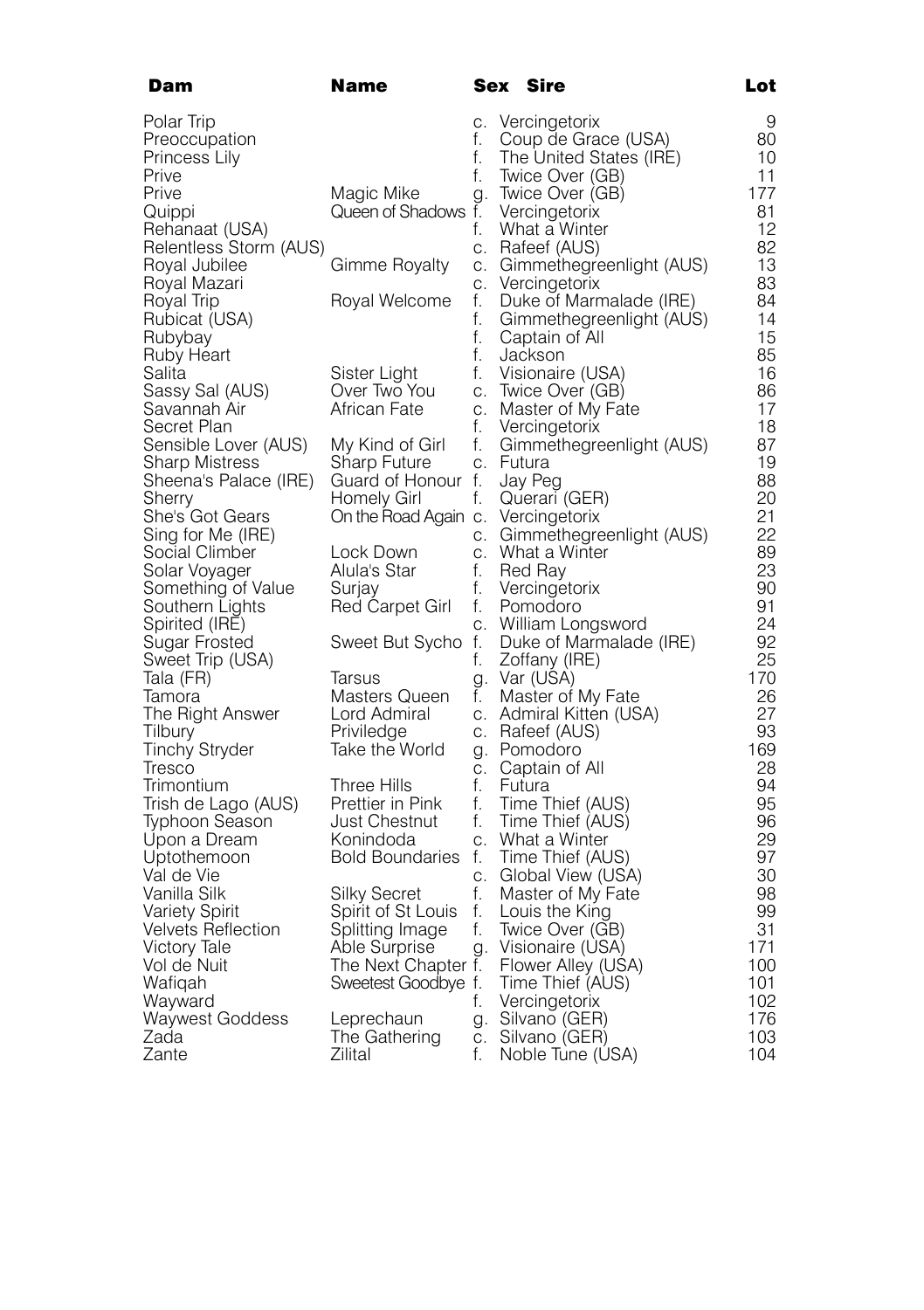| Dam | Name | Sex | Sire | Lot |
|---|---|---|---|---|
| Polar Trip | | c. | Vercingetorix | 9 |
| Preoccupation | | f. | Coup de Grace (USA) | 80 |
| Princess Lily | | f. | The United States (IRE) | 10 |
| Prive | | f. | Twice Over (GB) | 11 |
| Prive | Magic Mike | g. | Twice Over (GB) | 177 |
| Quippi | Queen of Shadows | f. | Vercingetorix | 81 |
| Rehanaat (USA) | | f. | What a Winter | 12 |
| Relentless Storm (AUS) | | c. | Rafeef (AUS) | 82 |
| Royal Jubilee | Gimme Royalty | c. | Gimmethegreenlight (AUS) | 13 |
| Royal Mazari | | c. | Vercingetorix | 83 |
| Royal Trip | Royal Welcome | f. | Duke of Marmalade (IRE) | 84 |
| Rubicat (USA) | | f. | Gimmethegreenlight (AUS) | 14 |
| Rubybay | | f. | Captain of All | 15 |
| Ruby Heart | | f. | Jackson | 85 |
| Salita | Sister Light | f. | Visionaire (USA) | 16 |
| Sassy Sal (AUS) | Over Two You | c. | Twice Over (GB) | 86 |
| Savannah Air | African Fate | c. | Master of My Fate | 17 |
| Secret Plan | | f. | Vercingetorix | 18 |
| Sensible Lover (AUS) | My Kind of Girl | f. | Gimmethegreenlight (AUS) | 87 |
| Sharp Mistress | Sharp Future | c. | Futura | 19 |
| Sheena's Palace (IRE) | Guard of Honour | f. | Jay Peg | 88 |
| Sherry | Homely Girl | f. | Querari (GER) | 20 |
| She's Got Gears | On the Road Again | c. | Vercingetorix | 21 |
| Sing for Me (IRE) | | c. | Gimmethegreenlight (AUS) | 22 |
| Social Climber | Lock Down | c. | What a Winter | 89 |
| Solar Voyager | Alula's Star | f. | Red Ray | 23 |
| Something of Value | Surjay | f. | Vercingetorix | 90 |
| Southern Lights | Red Carpet Girl | f. | Pomodoro | 91 |
| Spirited (IRE) | | c. | William Longsword | 24 |
| Sugar Frosted | Sweet But Sycho | f. | Duke of Marmalade (IRE) | 92 |
| Sweet Trip (USA) | | f. | Zoffany (IRE) | 25 |
| Tala (FR) | Tarsus | g. | Var (USA) | 170 |
| Tamora | Masters Queen | f. | Master of My Fate | 26 |
| The Right Answer | Lord Admiral | c. | Admiral Kitten (USA) | 27 |
| Tilbury | Priviledge | c. | Rafeef (AUS) | 93 |
| Tinchy Stryder | Take the World | g. | Pomodoro | 169 |
| Tresco | | c. | Captain of All | 28 |
| Trimontium | Three Hills | f. | Futura | 94 |
| Trish de Lago (AUS) | Prettier in Pink | f. | Time Thief (AUS) | 95 |
| Typhoon Season | Just Chestnut | f. | Time Thief (AUS) | 96 |
| Upon a Dream | Konindoda | c. | What a Winter | 29 |
| Uptothemoon | Bold Boundaries | f. | Time Thief (AUS) | 97 |
| Val de Vie | | c. | Global View (USA) | 30 |
| Vanilla Silk | Silky Secret | f. | Master of My Fate | 98 |
| Variety Spirit | Spirit of St Louis | f. | Louis the King | 99 |
| Velvets Reflection | Splitting Image | f. | Twice Over (GB) | 31 |
| Victory Tale | Able Surprise | g. | Visionaire (USA) | 171 |
| Vol de Nuit | The Next Chapter | f. | Flower Alley (USA) | 100 |
| Wafiqah | Sweetest Goodbye | f. | Time Thief (AUS) | 101 |
| Wayward | | f. | Vercingetorix | 102 |
| Waywest Goddess | Leprechaun | g. | Silvano (GER) | 176 |
| Zada | The Gathering | c. | Silvano (GER) | 103 |
| Zante | Zilital | f. | Noble Tune (USA) | 104 |